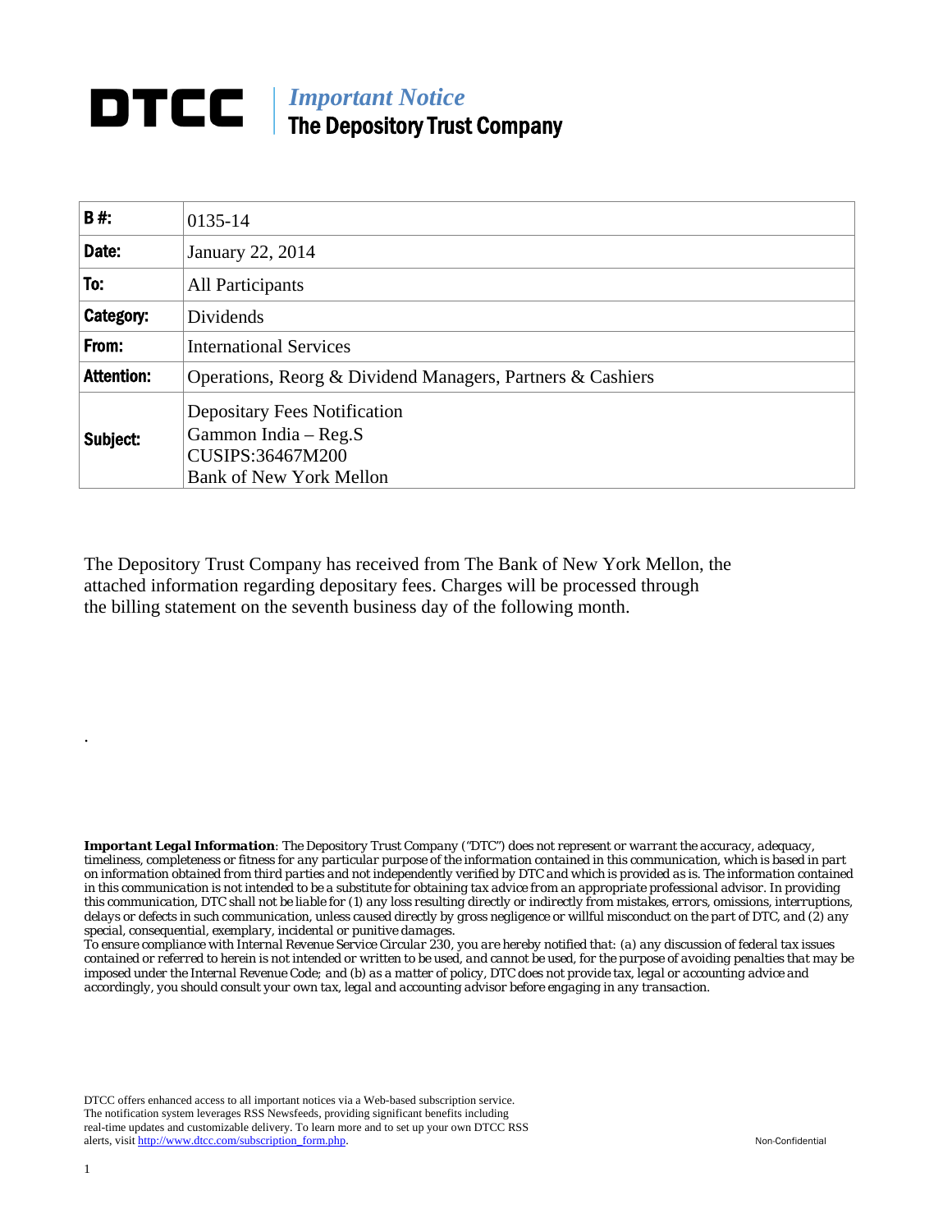# DTCC | *Important Notice*
## The Depository Trust Company

| **B #:** | 0135-14 |
|---|---|
| **Date:** | January 22, 2014 |
| **To:** | All Participants |
| **Category:** | Dividends |
| **From:** | International Services |
| **Attention:** | Operations, Reorg & Dividend Managers, Partners & Cashiers |
| **Subject:** | Depositary Fees Notification<br>Gammon India – Reg.S<br>CUSIPS:36467M200<br>Bank of New York Mellon |

The Depository Trust Company has received from The Bank of New York Mellon, the attached information regarding depositary fees. Charges will be processed through the billing statement on the seventh business day of the following month.

.

***Important Legal Information****: The Depository Trust Company ("DTC") does not represent or warrant the accuracy, adequacy, timeliness, completeness or fitness for any particular purpose of the information contained in this communication, which is based in part on information obtained from third parties and not independently verified by DTC and which is provided as is. The information contained in this communication is not intended to be a substitute for obtaining tax advice from an appropriate professional advisor. In providing this communication, DTC shall not be liable for (1) any loss resulting directly or indirectly from mistakes, errors, omissions, interruptions, delays or defects in such communication, unless caused directly by gross negligence or willful misconduct on the part of DTC, and (2) any special, consequential, exemplary, incidental or punitive damages.*

*To ensure compliance with Internal Revenue Service Circular 230, you are hereby notified that: (a) any discussion of federal tax issues contained or referred to herein is not intended or written to be used, and cannot be used, for the purpose of avoiding penalties that may be imposed under the Internal Revenue Code; and (b) as a matter of policy, DTC does not provide tax, legal or accounting advice and accordingly, you should consult your own tax, legal and accounting advisor before engaging in any transaction.*

DTCC offers enhanced access to all important notices via a Web-based subscription service. The notification system leverages RSS Newsfeeds, providing significant benefits including real-time updates and customizable delivery. To learn more and to set up your own DTCC RSS alerts, visit http://www.dtcc.com/subscription_form.php.

Non-Confidential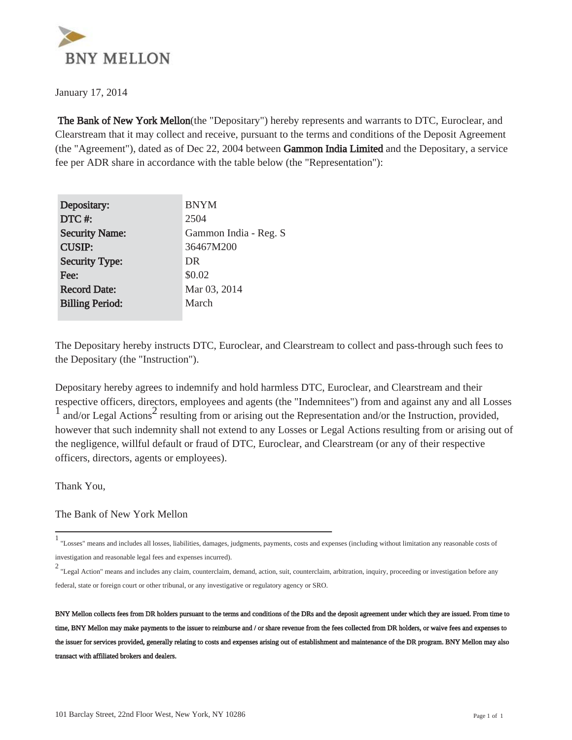BNY MELLON

January 17, 2014

**The Bank of New York Mellon**(the "Depositary") hereby represents and warrants to DTC, Euroclear, and Clearstream that it may collect and receive, pursuant to the terms and conditions of the Deposit Agreement (the "Agreement"), dated as of Dec 22, 2004 between **Gammon India Limited** and the Depositary, a service fee per ADR share in accordance with the table below (the "Representation"):

| | |
|---|---|
| **Depositary:** | BNYM |
| **DTC #:** | 2504 |
| **Security Name:** | Gammon India - Reg. S |
| **CUSIP:** | 36467M200 |
| **Security Type:** | DR |
| **Fee:** | $0.02 |
| **Record Date:** | Mar 03, 2014 |
| **Billing Period:** | March |

The Depositary hereby instructs DTC, Euroclear, and Clearstream to collect and pass-through such fees to the Depositary (the "Instruction").

Depositary hereby agrees to indemnify and hold harmless DTC, Euroclear, and Clearstream and their respective officers, directors, employees and agents (the "Indemnitees") from and against any and all Losses [1] and/or Legal Actions[2] resulting from or arising out the Representation and/or the Instruction, provided, however that such indemnity shall not extend to any Losses or Legal Actions resulting from or arising out of the negligence, willful default or fraud of DTC, Euroclear, and Clearstream (or any of their respective officers, directors, agents or employees).

Thank You,

The Bank of New York Mellon

---

[1] "Losses" means and includes all losses, liabilities, damages, judgments, payments, costs and expenses (including without limitation any reasonable costs of investigation and reasonable legal fees and expenses incurred).

[2] "Legal Action" means and includes any claim, counterclaim, demand, action, suit, counterclaim, arbitration, inquiry, proceeding or investigation before any federal, state or foreign court or other tribunal, or any investigative or regulatory agency or SRO.

**BNY Mellon collects fees from DR holders pursuant to the terms and conditions of the DRs and the deposit agreement under which they are issued. From time to time, BNY Mellon may make payments to the issuer to reimburse and / or share revenue from the fees collected from DR holders, or waive fees and expenses to the issuer for services provided, generally relating to costs and expenses arising out of establishment and maintenance of the DR program. BNY Mellon may also transact with affiliated brokers and dealers.**

101 Barclay Street, 22nd Floor West, New York, NY 10286